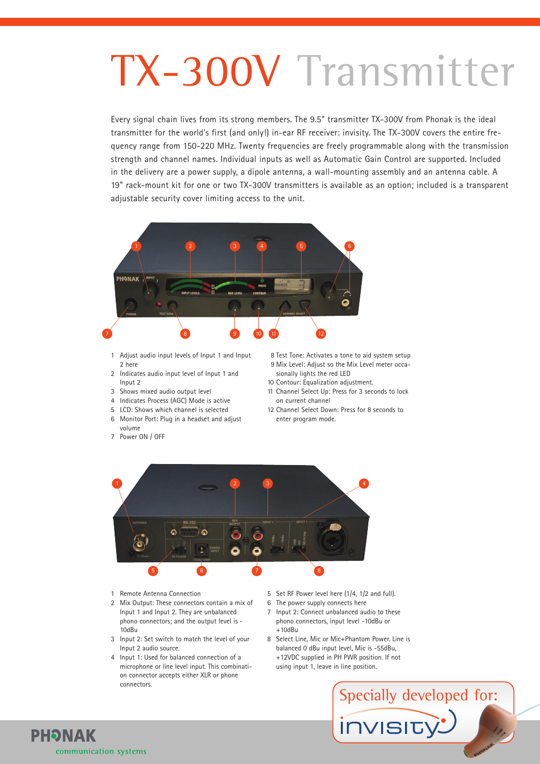# TX-300V Transmitter

Every signal chain lives from its strong members. The 9.5" transmitter TX-300V from Phonak is the ideal transmitter for the world's first (and only!) in-ear RF receiver: invisity. The TX-300V covers the entire frequency range from 150-220 MHz. Twenty frequencies are freely programmable along with the transmission strength and channel names. Individual inputs as well as Automatic Gain Control are supported. Included in the delivery are a power supply, a dipole antenna, a wall-mounting assembly and an antenna cable. A 19" rack-mount kit for one or two TX-300V transmitters is available as an option; included is a transparent adjustable security cover limiting access to the unit.

1. Adjust audio input levels of Input 1 and Input 2 here
2. Indicates audio input level of Input 1 and Input 2
3. Shows mixed audio output level
4. Indicates Process (AGC) Mode is active
5. LCD: Shows which channel is selected
6. Monitor Port: Plug in a headset and adjust volume
7. Power ON / OFF
8. Test Tone: Activates a tone to aid system setup
9. Mix Level: Adjust so the Mix Level meter occasionally lights the red LED
10. Contour: Equalization adjustment.
11. Channel Select Up: Press for 3 seconds to lock on current channel
12. Channel Select Down: Press for 8 seconds to enter program mode.

1. Remote Antenna Connection
2. Mix Output: These connectors contain a mix of Input 1 and Input 2. They are unbalanced phono connectors; and the output level is -10dBu
3. Input 2: Set switch to match the level of your Input 2 audio source.
4. Input 1: Used for balanced connection of a microphone or line level input. This combination connector accepts either XLR or phone connectors.
5. Set RF Power level here (1/4, 1/2 and full).
6. The power supply connects here
7. Input 2: Connect unbalanced audio to these phono connectors, input level -10dBu or +10dBu
8. Select Line, Mic or Mic+Phantom Power. Line is balanced 0 dBu input level, Mic is -55dBu, +12VDC supplied in PH PWR position. If not using input 1, leave in line position.

Specially developed for: invisity

PHONAK communication systems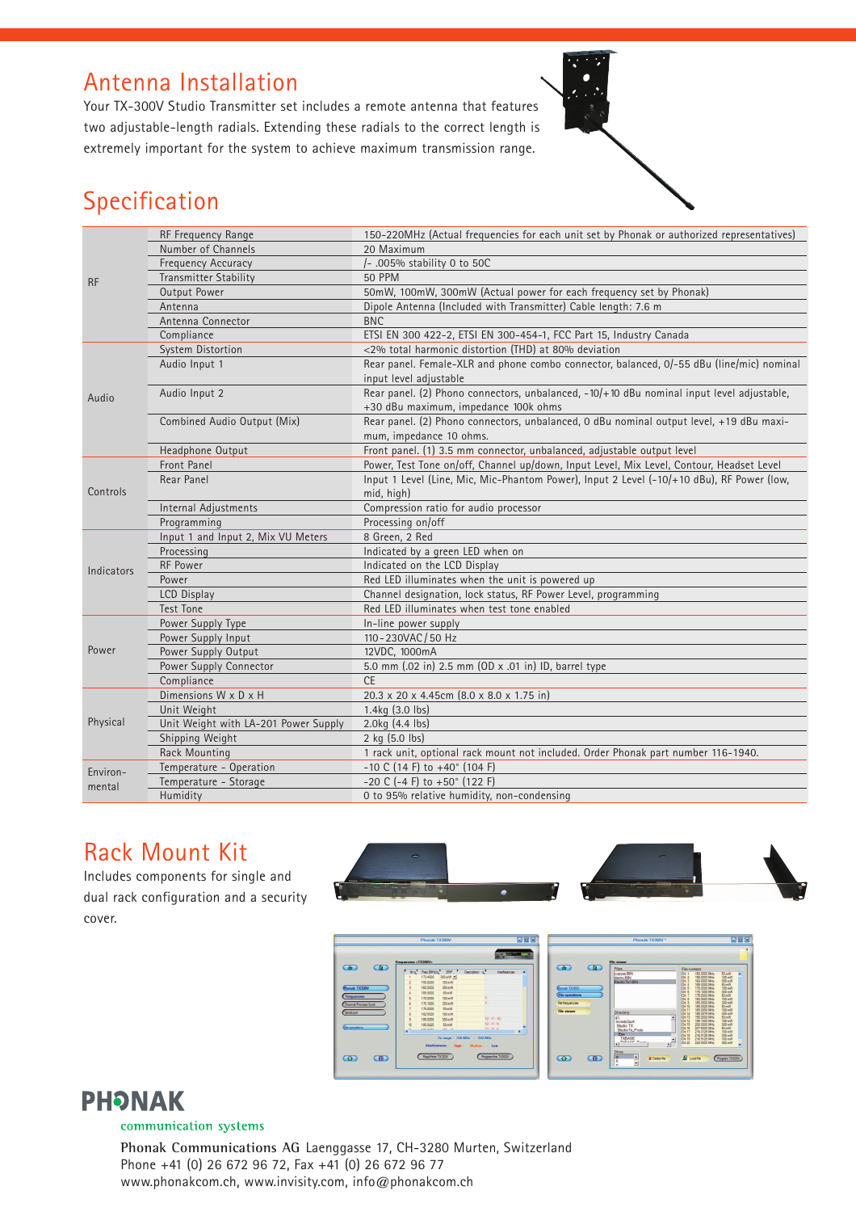## Antenna Installation

Your TX-300V Studio Transmitter set includes a remote antenna that features two adjustable-length radials. Extending these radials to the correct length is extremely important for the system to achieve maximum transmission range.

## Specification

| | | |
|---|---|---|
| RF | RF Frequency Range | 150-220MHz (Actual frequencies for each unit set by Phonak or authorized representatives) |
| | Number of Channels | 20 Maximum |
| | Frequency Accuracy | /- .005% stability 0 to 50C |
| | Transmitter Stability | 50 PPM |
| | Output Power | 50mW, 100mW, 300mW (Actual power for each frequency set by Phonak) |
| | Antenna | Dipole Antenna (Included with Transmitter) Cable length: 7.6 m |
| | Antenna Connector | BNC |
| | Compliance | ETSI EN 300 422-2, ETSI EN 300-454-1, FCC Part 15, Industry Canada |
| Audio | System Distortion | <2% total harmonic distortion (THD) at 80% deviation |
| | Audio Input 1 | Rear panel. Female-XLR and phone combo connector, balanced, 0/-55 dBu (line/mic) nominal input level adjustable |
| | Audio Input 2 | Rear panel. (2) Phono connectors, unbalanced, -10/+10 dBu nominal input level adjustable, +30 dBu maximum, impedance 100k ohms |
| | Combined Audio Output (Mix) | Rear panel. (2) Phono connectors, unbalanced, 0 dBu nominal output level, +19 dBu maxi-mum, impedance 10 ohms. |
| | Headphone Output | Front panel. (1) 3.5 mm connector, unbalanced, adjustable output level |
| Controls | Front Panel | Power, Test Tone on/off, Channel up/down, Input Level, Mix Level, Contour, Headset Level |
| | Rear Panel | Input 1 Level (Line, Mic, Mic-Phantom Power), Input 2 Level (-10/+10 dBu), RF Power (low, mid, high) |
| | Internal Adjustments | Compression ratio for audio processor |
| | Programming | Processing on/off |
| Indicators | Input 1 and Input 2, Mix VU Meters | 8 Green, 2 Red |
| | Processing | Indicated by a green LED when on |
| | RF Power | Indicated on the LCD Display |
| | Power | Red LED illuminates when the unit is powered up |
| | LCD Display | Channel designation, lock status, RF Power Level, programming |
| | Test Tone | Red LED illuminates when test tone enabled |
| Power | Power Supply Type | In-line power supply |
| | Power Supply Input | 110-230VAC / 50 Hz |
| | Power Supply Output | 12VDC, 1000mA |
| | Power Supply Connector | 5.0 mm (.02 in) 2.5 mm (OD x .01 in) ID, barrel type |
| | Compliance | CE |
| Physical | Dimensions W x D x H | 20.3 x 20 x 4.45cm (8.0 x 8.0 x 1.75 in) |
| | Unit Weight | 1.4kg (3.0 lbs) |
| | Unit Weight with LA-201 Power Supply | 2.0kg (4.4 lbs) |
| | Shipping Weight | 2 kg (5.0 lbs) |
| | Rack Mounting | 1 rack unit, optional rack mount not included. Order Phonak part number 116-1940. |
| Environ-mental | Temperature - Operation | -10 C (14 F) to +40° (104 F) |
| | Temperature - Storage | -20 C (-4 F) to +50° (122 F) |
| | Humidity | 0 to 95% relative humidity, non-condensing |

## Rack Mount Kit

Includes components for single and dual rack configuration and a security cover.

PHONAK
communication systems

Phonak Communications AG Laenggasse 17, CH-3280 Murten, Switzerland
Phone +41 (0) 26 672 96 72, Fax +41 (0) 26 672 96 77
www.phonakcom.ch, www.invisity.com, info@phonakcom.ch